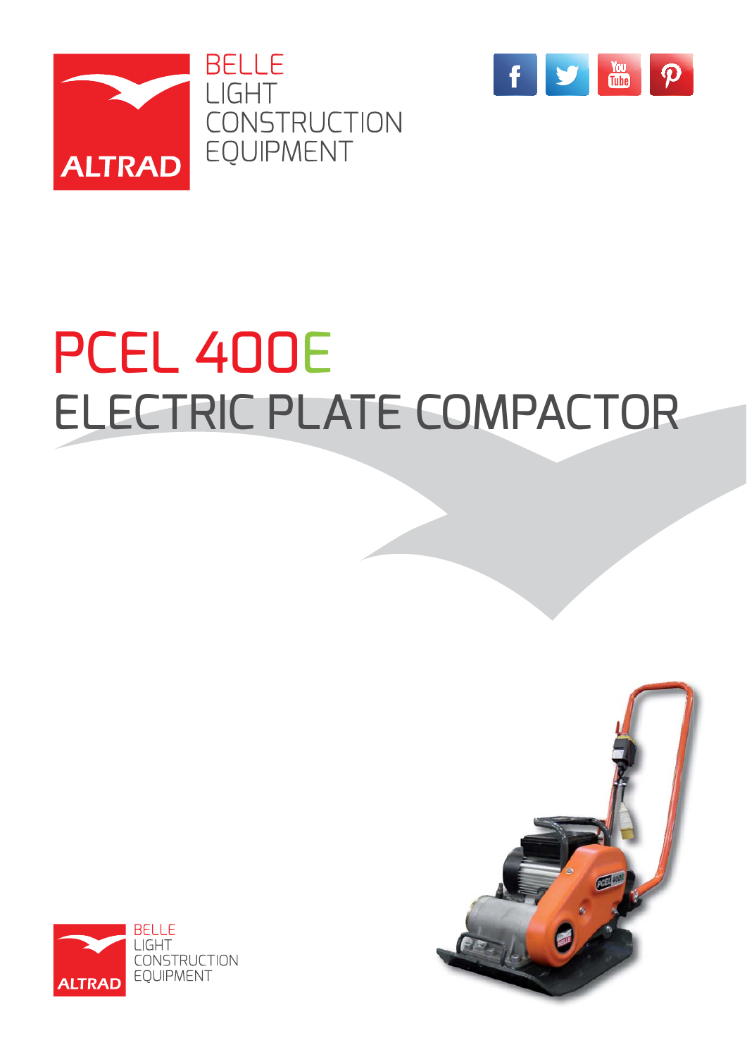BELLE
LIGHT
CONSTRUCTION
EQUIPMENT

# PCEL 400E

## ELECTRIC PLATE COMPACTOR

BELLE
LIGHT
CONSTRUCTION
EQUIPMENT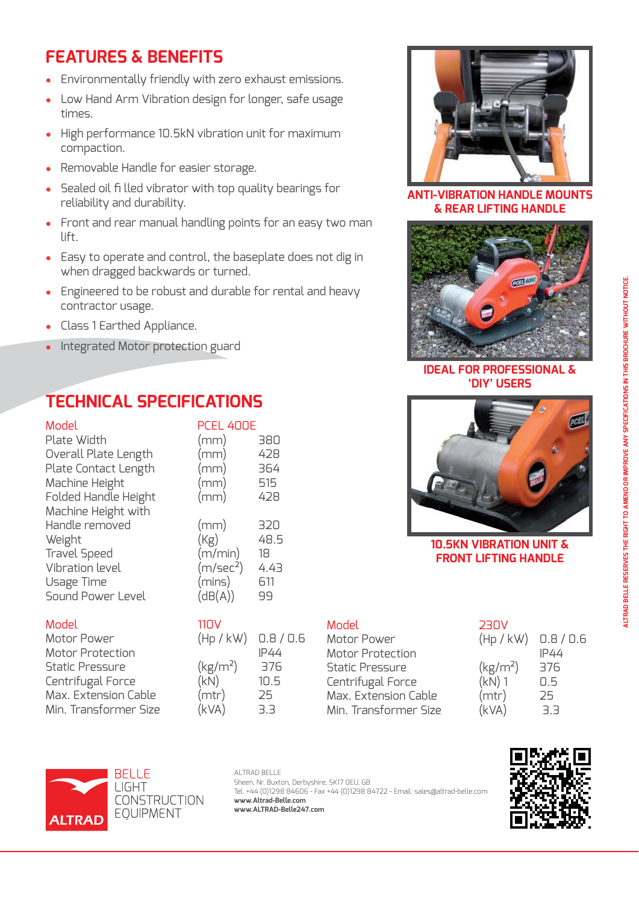## FEATURES & BENEFITS

- Environmentally friendly with zero exhaust emissions.
- Low Hand Arm Vibration design for longer, safe usage times.
- High performance 10.5kN vibration unit for maximum compaction.
- Removable Handle for easier storage.
- Sealed oil filled vibrator with top quality bearings for reliability and durability.
- Front and rear manual handling points for an easy two man lift.
- Easy to operate and control, the baseplate does not dig in when dragged backwards or turned.
- Engineered to be robust and durable for rental and heavy contractor usage.
- Class 1 Earthed Appliance.
- Integrated Motor protection guard

ANTI-VIBRATION HANDLE MOUNTS & REAR LIFTING HANDLE

IDEAL FOR PROFESSIONAL & 'DIY' USERS

10.5KN VIBRATION UNIT & FRONT LIFTING HANDLE

## TECHNICAL SPECIFICATIONS

| Model | PCEL 400E | |
|---|---|---|
| Plate Width | (mm) | 380 |
| Overall Plate Length | (mm) | 428 |
| Plate Contact Length | (mm) | 364 |
| Machine Height | (mm) | 515 |
| Folded Handle Height | (mm) | 428 |
| Machine Height with Handle removed | (mm) | 320 |
| Weight | (Kg) | 48.5 |
| Travel Speed | (m/min) | 18 |
| Vibration level | (m/sec$^2$) | 4.43 |
| Usage Time | (mins) | 611 |
| Sound Power Level | (dB(A)) | 99 |

| Model | 110V | |
|---|---|---|
| Motor Power | (Hp / kW) | 0.8 / 0.6 |
| Motor Protection | | IP44 |
| Static Pressure | (kg/m$^2$) | 376 |
| Centrifugal Force | (kN) | 10.5 |
| Max. Extension Cable | (mtr) | 25 |
| Min. Transformer Size | (kVA) | 3.3 |

| Model | 230V | |
|---|---|---|
| Motor Power | (Hp / kW) | 0.8 / 0.6 |
| Motor Protection | | IP44 |
| Static Pressure | (kg/m$^2$) | 376 |
| Centrifugal Force | (kN) 1 | 0.5 |
| Max. Extension Cable | (mtr) | 25 |
| Min. Transformer Size | (kVA) | 3.3 |

ALTRAD BELLE RESERVES THE RIGHT TO AMEND OR IMPROVE ANY SPECIFICATIONS IN THIS BROCHURE WITHOUT NOTICE.

ALTRAD BELLE LIGHT CONSTRUCTION EQUIPMENT

ALTRAD BELLE
Sheen, Nr. Buxton, Derbyshire, SK17 0EU, GB
Tel. +44 (0)1298 84606 - Fax +44 (0)1298 84722 - Email: sales@altrad-belle.com
**www.Altrad-Belle.com**
**www.ALTRAD-Belle247.com**